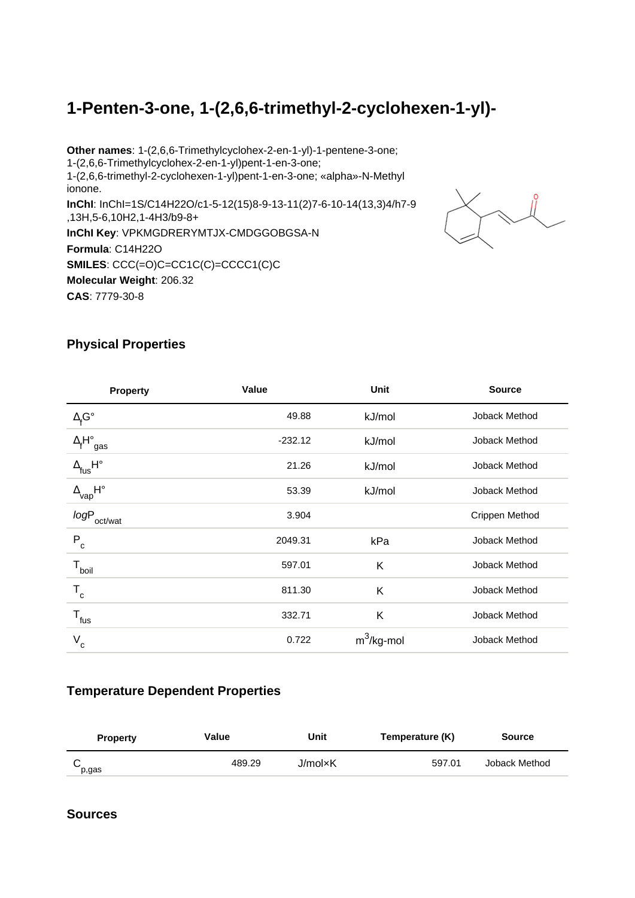# 1-Penten-3-one, 1-(2,6,6-trimethyl-2-cyclohexen-1-yl)-

**Other names**: 1-(2,6,6-Trimethylcyclohex-2-en-1-yl)-1-pentene-3-one; 1-(2,6,6-Trimethylcyclohex-2-en-1-yl)pent-1-en-3-one; 1-(2,6,6-trimethyl-2-cyclohexen-1-yl)pent-1-en-3-one; «alpha»-N-Methyl ionone.

**InChI**: InChI=1S/C14H22O/c1-5-12(15)8-9-13-11(2)7-6-10-14(13,3)4/h7-9,13H,5-6,10H2,1-4H3/b9-8+

**InChI Key**: VPKMGDRERYMTJX-CMDGGOBGSA-N

**Formula**: C14H22O

**SMILES**: CCC(=O)C=CC1C(C)=CCCC1(C)C

**Molecular Weight**: 206.32

**CAS**: 7779-30-8

## Physical Properties

| Property | Value | Unit | Source |
|---|---|---|---|
| $\Delta_f G°$ | 49.88 | kJ/mol | Joback Method |
| $\Delta_f H°_{gas}$ | -232.12 | kJ/mol | Joback Method |
| $\Delta_{fus} H°$ | 21.26 | kJ/mol | Joback Method |
| $\Delta_{vap} H°$ | 53.39 | kJ/mol | Joback Method |
| $logP_{oct/wat}$ | 3.904 | | Crippen Method |
| $P_c$ | 2049.31 | kPa | Joback Method |
| $T_{boil}$ | 597.01 | K | Joback Method |
| $T_c$ | 811.30 | K | Joback Method |
| $T_{fus}$ | 332.71 | K | Joback Method |
| $V_c$ | 0.722 | $m^3$/kg-mol | Joback Method |

## Temperature Dependent Properties

| Property | Value | Unit | Temperature (K) | Source |
|---|---|---|---|---|
| $C_{p,gas}$ | 489.29 | J/mol×K | 597.01 | Joback Method |

## Sources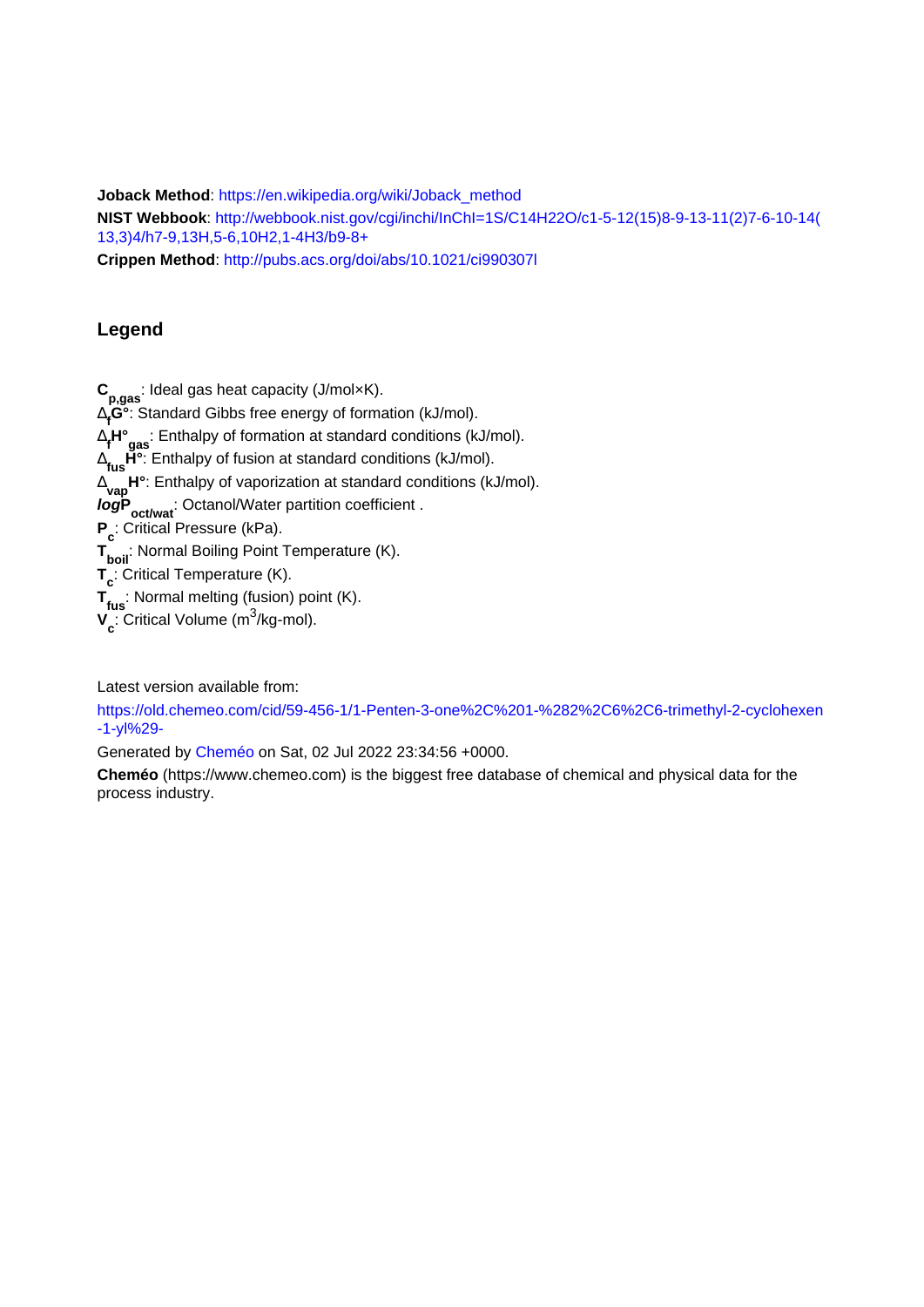**Joback Method**: https://en.wikipedia.org/wiki/Joback_method

**NIST Webbook**: http://webbook.nist.gov/cgi/inchi/InChI=1S/C14H22O/c1-5-12(15)8-9-13-11(2)7-6-10-14(13,3)4/h7-9,13H,5-6,10H2,1-4H3/b9-8+

**Crippen Method**: http://pubs.acs.org/doi/abs/10.1021/ci990307l

## Legend

**$C_{p,gas}$**: Ideal gas heat capacity (J/mol×K).

**$\Delta_f G°$**: Standard Gibbs free energy of formation (kJ/mol).

**$\Delta_f H°_{gas}$**: Enthalpy of formation at standard conditions (kJ/mol).

**$\Delta_{fus} H°$**: Enthalpy of fusion at standard conditions (kJ/mol).

**$\Delta_{vap} H°$**: Enthalpy of vaporization at standard conditions (kJ/mol).

**$logP_{oct/wat}$**: Octanol/Water partition coefficient .

**$P_c$**: Critical Pressure (kPa).

**$T_{boil}$**: Normal Boiling Point Temperature (K).

**$T_c$**: Critical Temperature (K).

**$T_{fus}$**: Normal melting (fusion) point (K).

**$V_c$**: Critical Volume ($m^3$/kg-mol).

Latest version available from:

https://old.chemeo.com/cid/59-456-1/1-Penten-3-one%2C%201-%282%2C6%2C6-trimethyl-2-cyclohexen-1-yl%29-

Generated by Cheméo on Sat, 02 Jul 2022 23:34:56 +0000.

**Cheméo** (https://www.chemeo.com) is the biggest free database of chemical and physical data for the process industry.